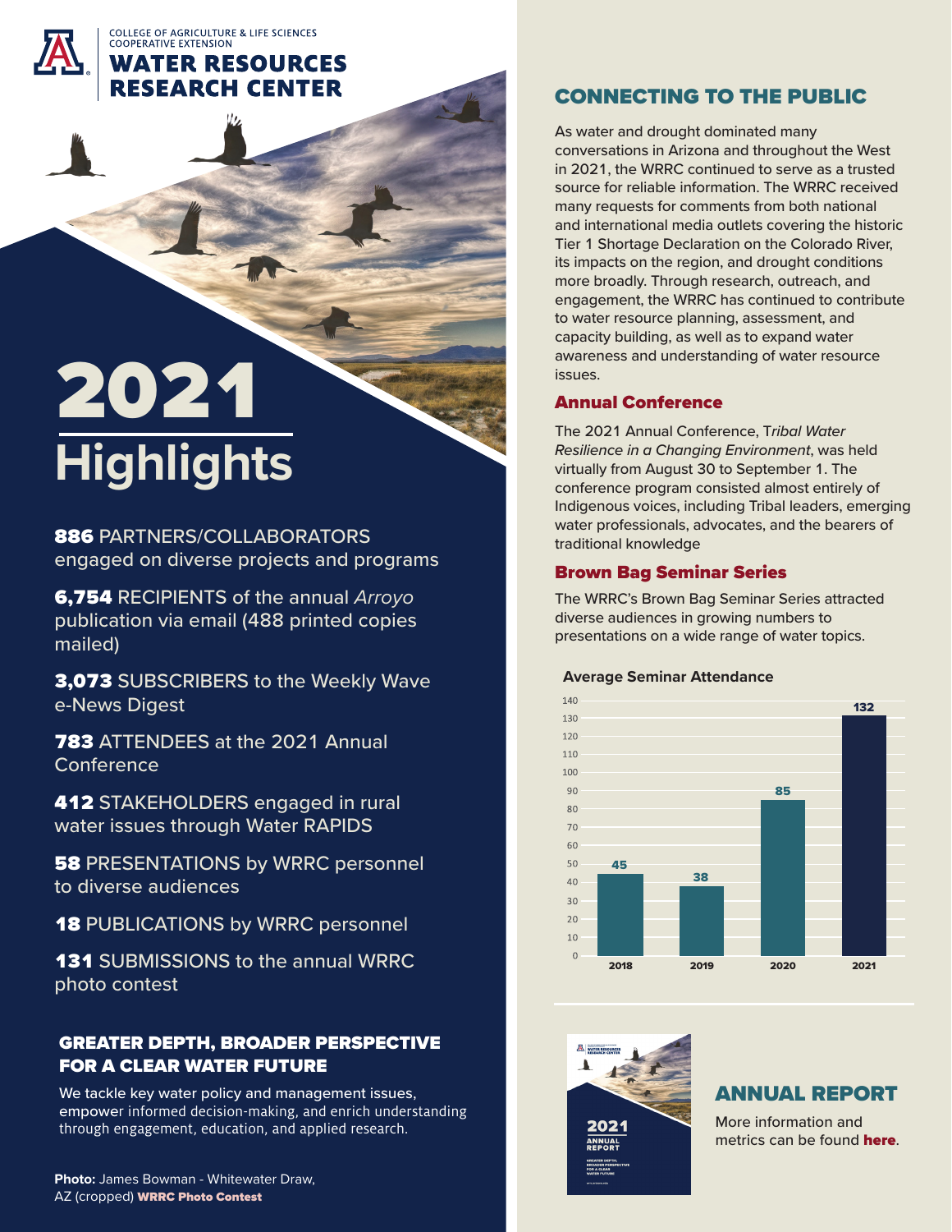COLLEGE OF AGRICULTURE & LIFE SCIENCES
COOPERATIVE EXTENSION

**WATER RESOURCES RESEARCH CENTER**

# 2021 Highlights

**886** PARTNERS/COLLABORATORS engaged on diverse projects and programs

**6,754** RECIPIENTS of the annual *Arroyo* publication via email (488 printed copies mailed)

**3,073** SUBSCRIBERS to the Weekly Wave e-News Digest

**783** ATTENDEES at the 2021 Annual Conference

**412** STAKEHOLDERS engaged in rural water issues through Water RAPIDS

**58** PRESENTATIONS by WRRC personnel to diverse audiences

**18** PUBLICATIONS by WRRC personnel

**131** SUBMISSIONS to the annual WRRC photo contest

## GREATER DEPTH, BROADER PERSPECTIVE FOR A CLEAR WATER FUTURE

We tackle key water policy and management issues, empower informed decision-making, and enrich understanding through engagement, education, and applied research.

**Photo:** James Bowman - Whitewater Draw, AZ (cropped) **WRRC Photo Contest**

## CONNECTING TO THE PUBLIC

As water and drought dominated many conversations in Arizona and throughout the West in 2021, the WRRC continued to serve as a trusted source for reliable information. The WRRC received many requests for comments from both national and international media outlets covering the historic Tier 1 Shortage Declaration on the Colorado River, its impacts on the region, and drought conditions more broadly. Through research, outreach, and engagement, the WRRC has continued to contribute to water resource planning, assessment, and capacity building, as well as to expand water awareness and understanding of water resource issues.

### Annual Conference

The 2021 Annual Conference, *Tribal Water Resilience in a Changing Environment*, was held virtually from August 30 to September 1. The conference program consisted almost entirely of Indigenous voices, including Tribal leaders, emerging water professionals, advocates, and the bearers of traditional knowledge

### Brown Bag Seminar Series

The WRRC's Brown Bag Seminar Series attracted diverse audiences in growing numbers to presentations on a wide range of water topics.

**Average Seminar Attendance**

| Year | Average Attendance |
|---|---|
| 2018 | 45 |
| 2019 | 38 |
| 2020 | 85 |
| 2021 | 132 |

## ANNUAL REPORT

More information and metrics can be found **here**.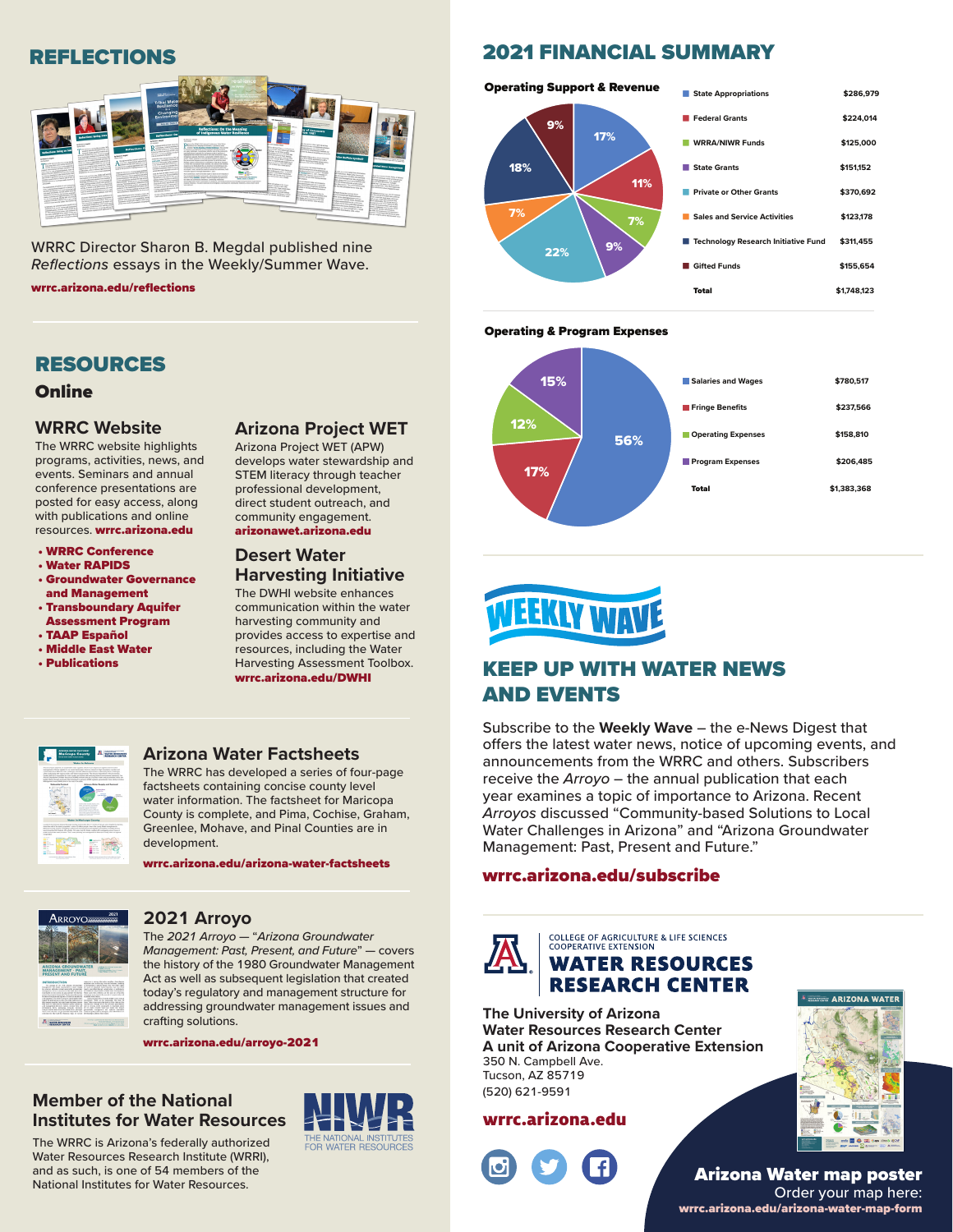## REFLECTIONS

WRRC Director Sharon B. Megdal published nine *Reflections* essays in the Weekly/Summer Wave.

**wrrc.arizona.edu/reflections**

## RESOURCES

### Online

#### WRRC Website

The WRRC website highlights programs, activities, news, and events. Seminars and annual conference presentations are posted for easy access, along with publications and online resources. **wrrc.arizona.edu**

- **WRRC Conference**
- **Water RAPIDS**
- **Groundwater Governance and Management**
- **Transboundary Aquifer Assessment Program**
- **TAAP Español**
- **Middle East Water**
- **Publications**

#### Arizona Project WET

Arizona Project WET (APW) develops water stewardship and STEM literacy through teacher professional development, direct student outreach, and community engagement. **arizonawet.arizona.edu**

#### Desert Water Harvesting Initiative

The DWHI website enhances communication within the water harvesting community and provides access to expertise and resources, including the Water Harvesting Assessment Toolbox. **wrrc.arizona.edu/DWHI**

#### Arizona Water Factsheets

The WRRC has developed a series of four-page factsheets containing concise county level water information. The factsheet for Maricopa County is complete, and Pima, Cochise, Graham, Greenlee, Mohave, and Pinal Counties are in development.

**wrrc.arizona.edu/arizona-water-factsheets**

#### 2021 Arroyo

The *2021 Arroyo* — "*Arizona Groundwater Management: Past, Present, and Future*" — covers the history of the 1980 Groundwater Management Act as well as subsequent legislation that created today's regulatory and management structure for addressing groundwater management issues and crafting solutions.

**wrrc.arizona.edu/arroyo-2021**

#### Member of the National Institutes for Water Resources

The WRRC is Arizona's federally authorized Water Resources Research Institute (WRRI), and as such, is one of 54 members of the National Institutes for Water Resources.

NIWR
THE NATIONAL INSTITUTES FOR WATER RESOURCES

## 2021 FINANCIAL SUMMARY

**Operating Support & Revenue**

17%
11%
7%
9%
22%
7%
18%
9%

| | |
|---|---|
| State Appropriations | $286,979 |
| Federal Grants | $224,014 |
| WRRA/NIWR Funds | $125,000 |
| State Grants | $151,152 |
| Private or Other Grants | $370,692 |
| Sales and Service Activities | $123,178 |
| Technology Research Initiative Fund | $311,455 |
| Gifted Funds | $155,654 |
| **Total** | **$1,748,123** |

**Operating & Program Expenses**

56%
17%
12%
15%

| | |
|---|---|
| Salaries and Wages | $780,517 |
| Fringe Benefits | $237,566 |
| Operating Expenses | $158,810 |
| Program Expenses | $206,485 |
| **Total** | **$1,383,368** |

WEEKLY WAVE

## KEEP UP WITH WATER NEWS AND EVENTS

Subscribe to the **Weekly Wave** – the e-News Digest that offers the latest water news, notice of upcoming events, and announcements from the WRRC and others. Subscribers receive the *Arroyo* – the annual publication that each year examines a topic of importance to Arizona. Recent *Arroyos* discussed "Community-based Solutions to Local Water Challenges in Arizona" and "Arizona Groundwater Management: Past, Present and Future."

**wrrc.arizona.edu/subscribe**

COLLEGE OF AGRICULTURE & LIFE SCIENCES
COOPERATIVE EXTENSION
**WATER RESOURCES RESEARCH CENTER**

**The University of Arizona**
**Water Resources Research Center**
**A unit of Arizona Cooperative Extension**
350 N. Campbell Ave.
Tucson, AZ 85719
(520) 621-9591

**wrrc.arizona.edu**

**Arizona Water map poster**
Order your map here:
**wrrc.arizona.edu/arizona-water-map-form**